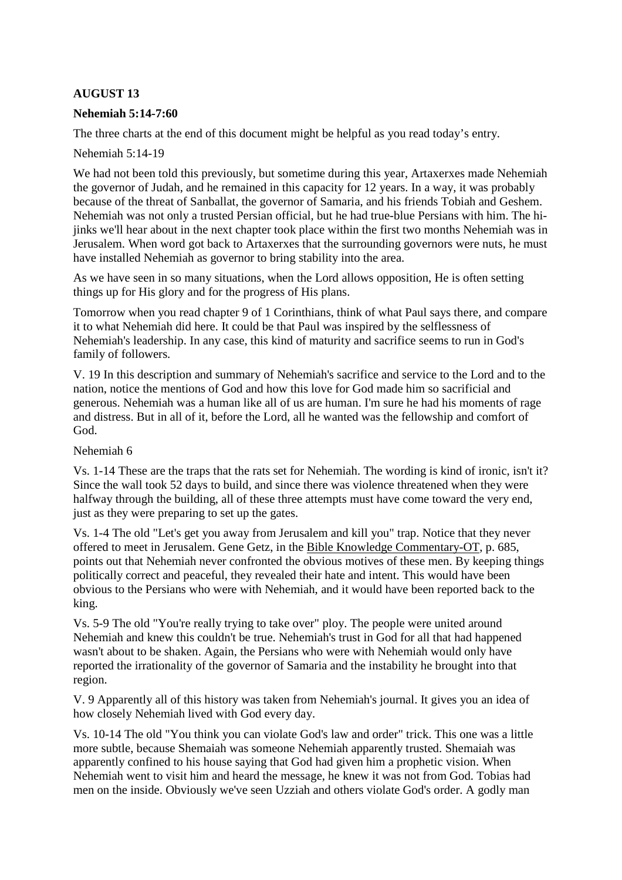**AUGUST 13**

**Nehemiah 5:14-7:60**

The three charts at the end of this document might be helpful as you read today's entry.

Nehemiah 5:14-19

We had not been told this previously, but sometime during this year, Artaxerxes made Nehemiah the governor of Judah, and he remained in this capacity for 12 years. In a way, it was probably because of the threat of Sanballat, the governor of Samaria, and his friends Tobiah and Geshem. Nehemiah was not only a trusted Persian official, but he had true-blue Persians with him. The hi-jinks we'll hear about in the next chapter took place within the first two months Nehemiah was in Jerusalem. When word got back to Artaxerxes that the surrounding governors were nuts, he must have installed Nehemiah as governor to bring stability into the area.

As we have seen in so many situations, when the Lord allows opposition, He is often setting things up for His glory and for the progress of His plans.

Tomorrow when you read chapter 9 of 1 Corinthians, think of what Paul says there, and compare it to what Nehemiah did here. It could be that Paul was inspired by the selflessness of Nehemiah's leadership. In any case, this kind of maturity and sacrifice seems to run in God's family of followers.

V. 19 In this description and summary of Nehemiah's sacrifice and service to the Lord and to the nation, notice the mentions of God and how this love for God made him so sacrificial and generous. Nehemiah was a human like all of us are human. I'm sure he had his moments of rage and distress. But in all of it, before the Lord, all he wanted was the fellowship and comfort of God.

Nehemiah 6

Vs. 1-14 These are the traps that the rats set for Nehemiah. The wording is kind of ironic, isn't it? Since the wall took 52 days to build, and since there was violence threatened when they were halfway through the building, all of these three attempts must have come toward the very end, just as they were preparing to set up the gates.

Vs. 1-4 The old "Let's get you away from Jerusalem and kill you" trap. Notice that they never offered to meet in Jerusalem. Gene Getz, in the Bible Knowledge Commentary-OT, p. 685, points out that Nehemiah never confronted the obvious motives of these men. By keeping things politically correct and peaceful, they revealed their hate and intent. This would have been obvious to the Persians who were with Nehemiah, and it would have been reported back to the king.

Vs. 5-9 The old "You're really trying to take over" ploy. The people were united around Nehemiah and knew this couldn't be true. Nehemiah's trust in God for all that had happened wasn't about to be shaken. Again, the Persians who were with Nehemiah would only have reported the irrationality of the governor of Samaria and the instability he brought into that region.

V. 9 Apparently all of this history was taken from Nehemiah's journal. It gives you an idea of how closely Nehemiah lived with God every day.

Vs. 10-14 The old "You think you can violate God's law and order" trick. This one was a little more subtle, because Shemaiah was someone Nehemiah apparently trusted. Shemaiah was apparently confined to his house saying that God had given him a prophetic vision. When Nehemiah went to visit him and heard the message, he knew it was not from God. Tobias had men on the inside. Obviously we've seen Uzziah and others violate God's order. A godly man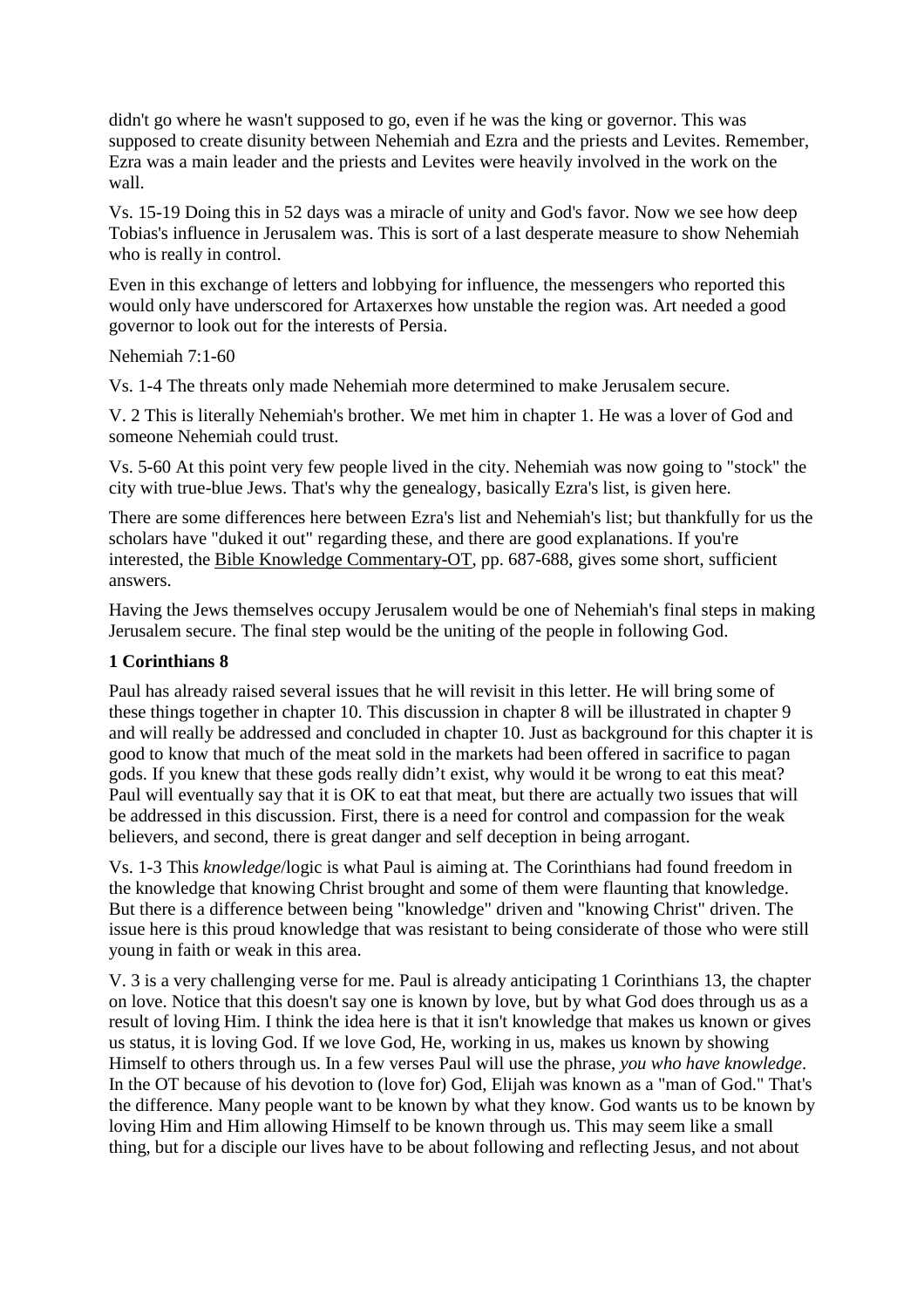didn't go where he wasn't supposed to go, even if he was the king or governor. This was supposed to create disunity between Nehemiah and Ezra and the priests and Levites. Remember, Ezra was a main leader and the priests and Levites were heavily involved in the work on the wall.

Vs. 15-19 Doing this in 52 days was a miracle of unity and God's favor. Now we see how deep Tobias's influence in Jerusalem was. This is sort of a last desperate measure to show Nehemiah who is really in control.

Even in this exchange of letters and lobbying for influence, the messengers who reported this would only have underscored for Artaxerxes how unstable the region was. Art needed a good governor to look out for the interests of Persia.

Nehemiah 7:1-60

Vs. 1-4 The threats only made Nehemiah more determined to make Jerusalem secure.

V. 2 This is literally Nehemiah's brother. We met him in chapter 1. He was a lover of God and someone Nehemiah could trust.

Vs. 5-60 At this point very few people lived in the city. Nehemiah was now going to "stock" the city with true-blue Jews. That's why the genealogy, basically Ezra's list, is given here.

There are some differences here between Ezra's list and Nehemiah's list; but thankfully for us the scholars have "duked it out" regarding these, and there are good explanations. If you're interested, the Bible Knowledge Commentary-OT, pp. 687-688, gives some short, sufficient answers.

Having the Jews themselves occupy Jerusalem would be one of Nehemiah's final steps in making Jerusalem secure. The final step would be the uniting of the people in following God.

**1 Corinthians 8**

Paul has already raised several issues that he will revisit in this letter. He will bring some of these things together in chapter 10. This discussion in chapter 8 will be illustrated in chapter 9 and will really be addressed and concluded in chapter 10. Just as background for this chapter it is good to know that much of the meat sold in the markets had been offered in sacrifice to pagan gods. If you knew that these gods really didn't exist, why would it be wrong to eat this meat? Paul will eventually say that it is OK to eat that meat, but there are actually two issues that will be addressed in this discussion. First, there is a need for control and compassion for the weak believers, and second, there is great danger and self deception in being arrogant.

Vs. 1-3 This *knowledge*/logic is what Paul is aiming at. The Corinthians had found freedom in the knowledge that knowing Christ brought and some of them were flaunting that knowledge. But there is a difference between being "knowledge" driven and "knowing Christ" driven. The issue here is this proud knowledge that was resistant to being considerate of those who were still young in faith or weak in this area.

V. 3 is a very challenging verse for me. Paul is already anticipating 1 Corinthians 13, the chapter on love. Notice that this doesn't say one is known by love, but by what God does through us as a result of loving Him. I think the idea here is that it isn't knowledge that makes us known or gives us status, it is loving God. If we love God, He, working in us, makes us known by showing Himself to others through us. In a few verses Paul will use the phrase, *you who have knowledge*. In the OT because of his devotion to (love for) God, Elijah was known as a "man of God." That's the difference. Many people want to be known by what they know. God wants us to be known by loving Him and Him allowing Himself to be known through us. This may seem like a small thing, but for a disciple our lives have to be about following and reflecting Jesus, and not about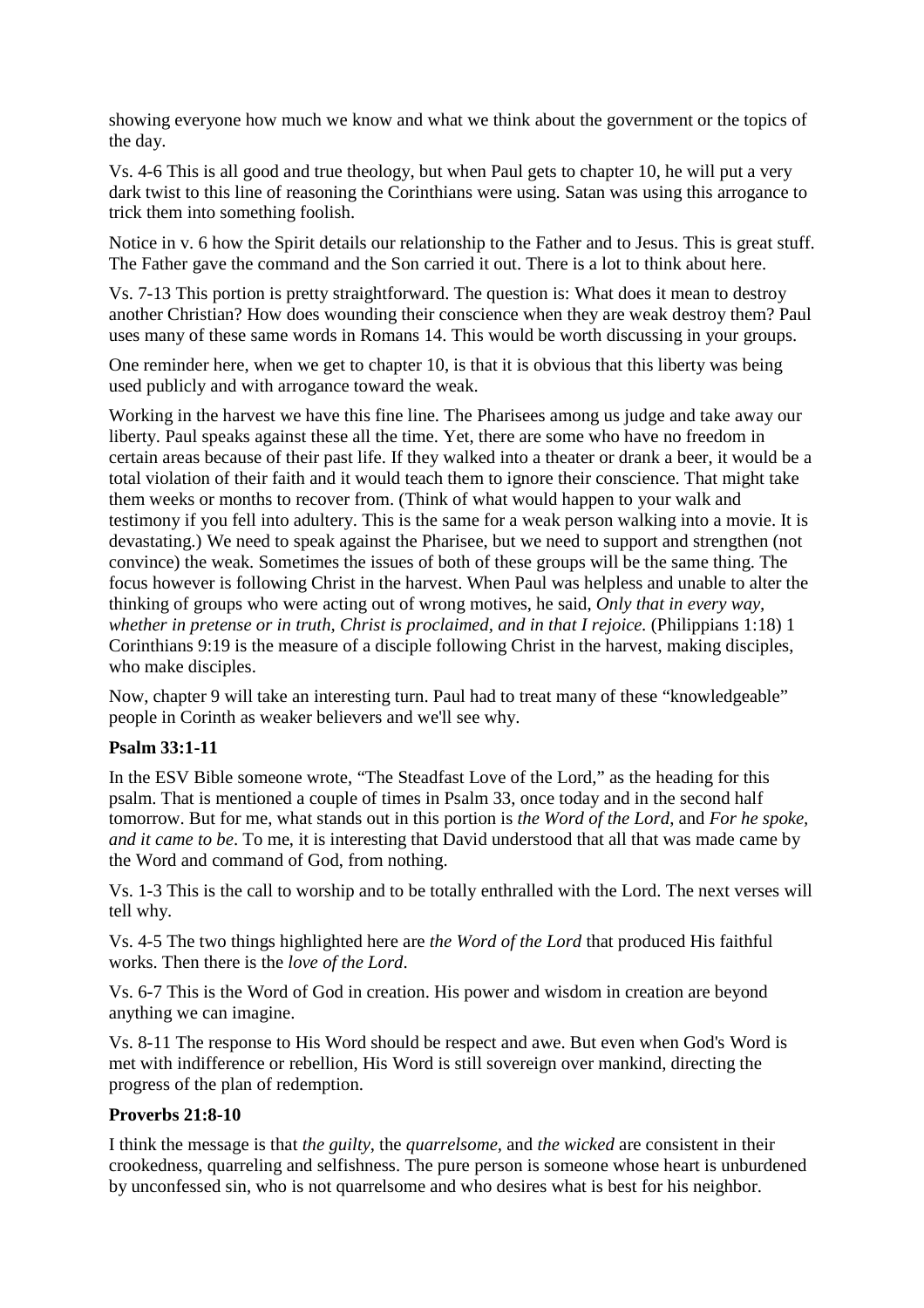showing everyone how much we know and what we think about the government or the topics of the day.

Vs. 4-6 This is all good and true theology, but when Paul gets to chapter 10, he will put a very dark twist to this line of reasoning the Corinthians were using. Satan was using this arrogance to trick them into something foolish.

Notice in v. 6 how the Spirit details our relationship to the Father and to Jesus. This is great stuff. The Father gave the command and the Son carried it out. There is a lot to think about here.

Vs. 7-13 This portion is pretty straightforward. The question is: What does it mean to destroy another Christian? How does wounding their conscience when they are weak destroy them? Paul uses many of these same words in Romans 14. This would be worth discussing in your groups.

One reminder here, when we get to chapter 10, is that it is obvious that this liberty was being used publicly and with arrogance toward the weak.

Working in the harvest we have this fine line. The Pharisees among us judge and take away our liberty. Paul speaks against these all the time. Yet, there are some who have no freedom in certain areas because of their past life. If they walked into a theater or drank a beer, it would be a total violation of their faith and it would teach them to ignore their conscience. That might take them weeks or months to recover from. (Think of what would happen to your walk and testimony if you fell into adultery. This is the same for a weak person walking into a movie. It is devastating.) We need to speak against the Pharisee, but we need to support and strengthen (not convince) the weak. Sometimes the issues of both of these groups will be the same thing. The focus however is following Christ in the harvest. When Paul was helpless and unable to alter the thinking of groups who were acting out of wrong motives, he said, *Only that in every way, whether in pretense or in truth, Christ is proclaimed, and in that I rejoice.* (Philippians 1:18) 1 Corinthians 9:19 is the measure of a disciple following Christ in the harvest, making disciples, who make disciples.

Now, chapter 9 will take an interesting turn. Paul had to treat many of these "knowledgeable" people in Corinth as weaker believers and we'll see why.

**Psalm 33:1-11**

In the ESV Bible someone wrote, "The Steadfast Love of the Lord," as the heading for this psalm. That is mentioned a couple of times in Psalm 33, once today and in the second half tomorrow. But for me, what stands out in this portion is *the Word of the Lord*, and *For he spoke, and it came to be*. To me, it is interesting that David understood that all that was made came by the Word and command of God, from nothing.

Vs. 1-3 This is the call to worship and to be totally enthralled with the Lord. The next verses will tell why.

Vs. 4-5 The two things highlighted here are *the Word of the Lord* that produced His faithful works. Then there is the *love of the Lord*.

Vs. 6-7 This is the Word of God in creation. His power and wisdom in creation are beyond anything we can imagine.

Vs. 8-11 The response to His Word should be respect and awe. But even when God's Word is met with indifference or rebellion, His Word is still sovereign over mankind, directing the progress of the plan of redemption.

**Proverbs 21:8-10**

I think the message is that *the guilty*, the *quarrelsome*, and *the wicked* are consistent in their crookedness, quarreling and selfishness. The pure person is someone whose heart is unburdened by unconfessed sin, who is not quarrelsome and who desires what is best for his neighbor.